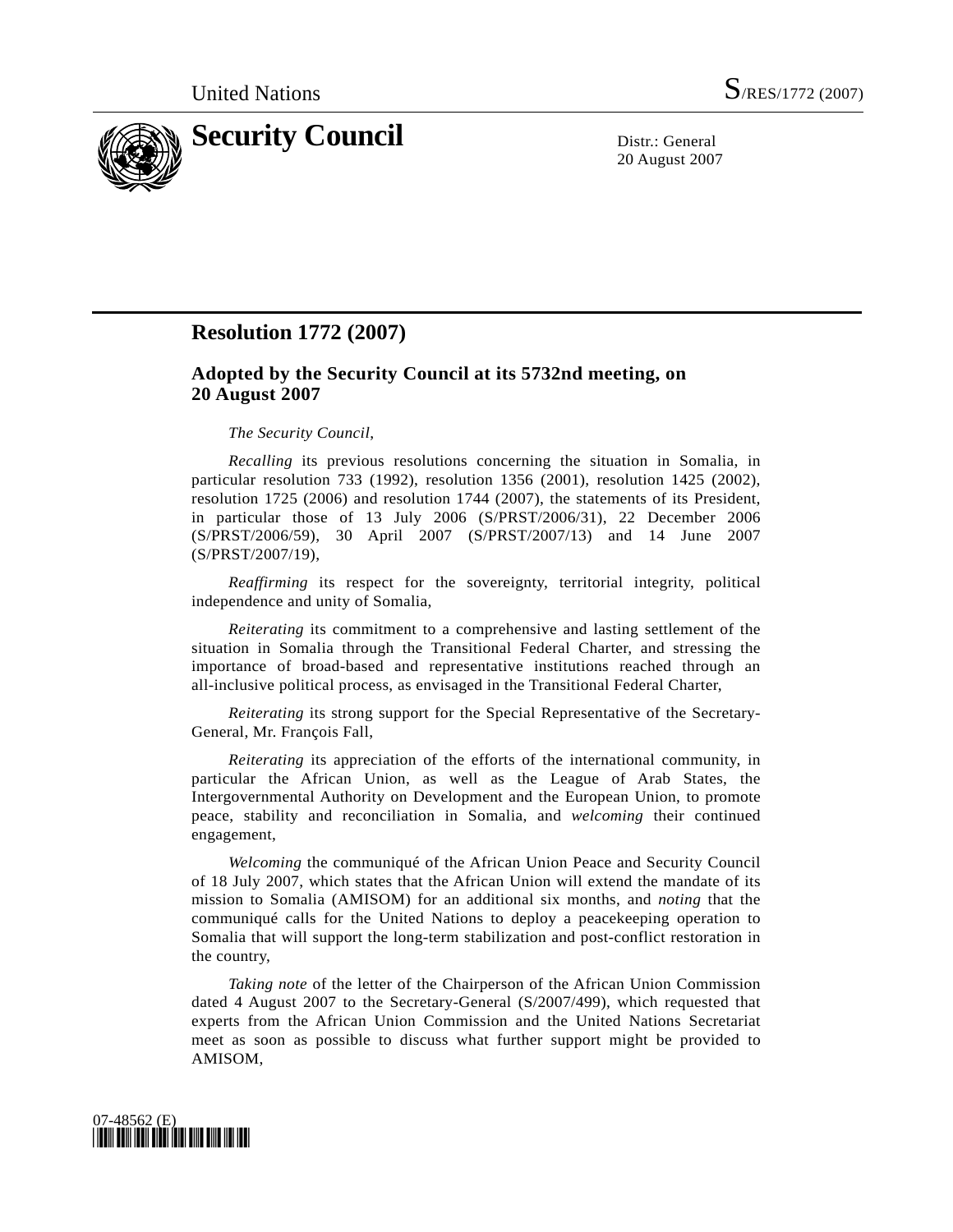United Nations S/RES/1772 (2007)

# Security Council

Distr.: General
20 August 2007

## Resolution 1772 (2007)

### Adopted by the Security Council at its 5732nd meeting, on 20 August 2007

*The Security Council*,

*Recalling* its previous resolutions concerning the situation in Somalia, in particular resolution 733 (1992), resolution 1356 (2001), resolution 1425 (2002), resolution 1725 (2006) and resolution 1744 (2007), the statements of its President, in particular those of 13 July 2006 (S/PRST/2006/31), 22 December 2006 (S/PRST/2006/59), 30 April 2007 (S/PRST/2007/13) and 14 June 2007 (S/PRST/2007/19),

*Reaffirming* its respect for the sovereignty, territorial integrity, political independence and unity of Somalia,

*Reiterating* its commitment to a comprehensive and lasting settlement of the situation in Somalia through the Transitional Federal Charter, and stressing the importance of broad-based and representative institutions reached through an all-inclusive political process, as envisaged in the Transitional Federal Charter,

*Reiterating* its strong support for the Special Representative of the Secretary-General, Mr. François Fall,

*Reiterating* its appreciation of the efforts of the international community, in particular the African Union, as well as the League of Arab States, the Intergovernmental Authority on Development and the European Union, to promote peace, stability and reconciliation in Somalia, and *welcoming* their continued engagement,

*Welcoming* the communiqué of the African Union Peace and Security Council of 18 July 2007, which states that the African Union will extend the mandate of its mission to Somalia (AMISOM) for an additional six months, and *noting* that the communiqué calls for the United Nations to deploy a peacekeeping operation to Somalia that will support the long-term stabilization and post-conflict restoration in the country,

*Taking note* of the letter of the Chairperson of the African Union Commission dated 4 August 2007 to the Secretary-General (S/2007/499), which requested that experts from the African Union Commission and the United Nations Secretariat meet as soon as possible to discuss what further support might be provided to AMISOM,

07-48562 (E)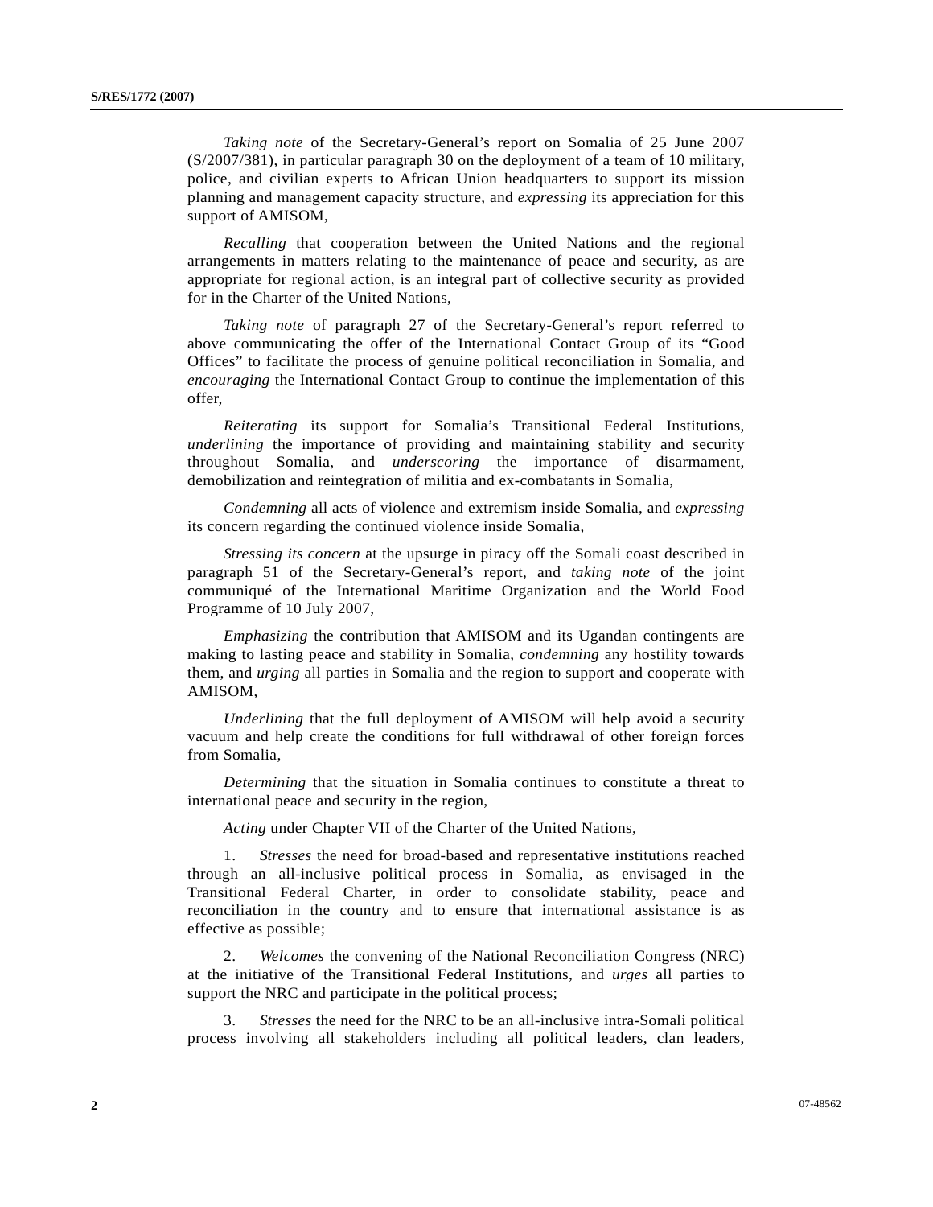*Taking note* of the Secretary-General's report on Somalia of 25 June 2007 (S/2007/381), in particular paragraph 30 on the deployment of a team of 10 military, police, and civilian experts to African Union headquarters to support its mission planning and management capacity structure, and *expressing* its appreciation for this support of AMISOM,

*Recalling* that cooperation between the United Nations and the regional arrangements in matters relating to the maintenance of peace and security, as are appropriate for regional action, is an integral part of collective security as provided for in the Charter of the United Nations,

*Taking note* of paragraph 27 of the Secretary-General's report referred to above communicating the offer of the International Contact Group of its "Good Offices" to facilitate the process of genuine political reconciliation in Somalia, and *encouraging* the International Contact Group to continue the implementation of this offer,

*Reiterating* its support for Somalia's Transitional Federal Institutions, *underlining* the importance of providing and maintaining stability and security throughout Somalia, and *underscoring* the importance of disarmament, demobilization and reintegration of militia and ex-combatants in Somalia,

*Condemning* all acts of violence and extremism inside Somalia, and *expressing* its concern regarding the continued violence inside Somalia,

*Stressing its concern* at the upsurge in piracy off the Somali coast described in paragraph 51 of the Secretary-General's report, and *taking note* of the joint communiqué of the International Maritime Organization and the World Food Programme of 10 July 2007,

*Emphasizing* the contribution that AMISOM and its Ugandan contingents are making to lasting peace and stability in Somalia, *condemning* any hostility towards them, and *urging* all parties in Somalia and the region to support and cooperate with AMISOM,

*Underlining* that the full deployment of AMISOM will help avoid a security vacuum and help create the conditions for full withdrawal of other foreign forces from Somalia,

*Determining* that the situation in Somalia continues to constitute a threat to international peace and security in the region,

*Acting* under Chapter VII of the Charter of the United Nations,

1. *Stresses* the need for broad-based and representative institutions reached through an all-inclusive political process in Somalia, as envisaged in the Transitional Federal Charter, in order to consolidate stability, peace and reconciliation in the country and to ensure that international assistance is as effective as possible;

2. *Welcomes* the convening of the National Reconciliation Congress (NRC) at the initiative of the Transitional Federal Institutions, and *urges* all parties to support the NRC and participate in the political process;

3. *Stresses* the need for the NRC to be an all-inclusive intra-Somali political process involving all stakeholders including all political leaders, clan leaders,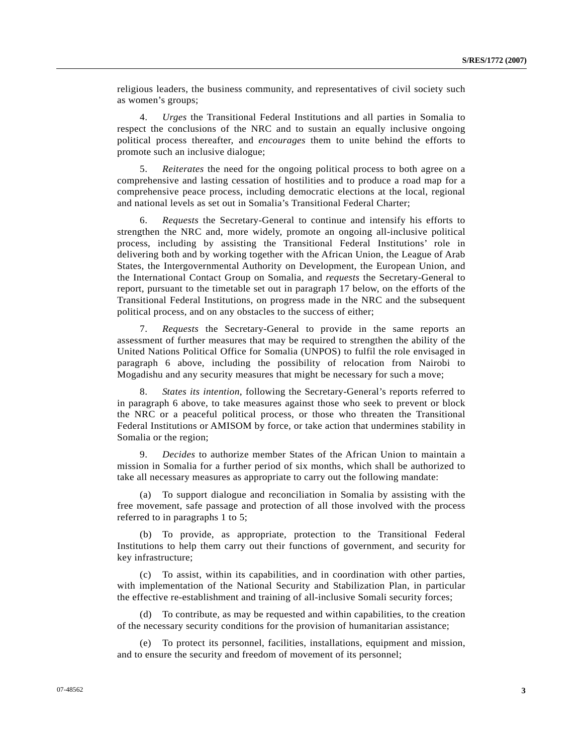religious leaders, the business community, and representatives of civil society such as women's groups;

4. *Urges* the Transitional Federal Institutions and all parties in Somalia to respect the conclusions of the NRC and to sustain an equally inclusive ongoing political process thereafter, and *encourages* them to unite behind the efforts to promote such an inclusive dialogue;

5. *Reiterates* the need for the ongoing political process to both agree on a comprehensive and lasting cessation of hostilities and to produce a road map for a comprehensive peace process, including democratic elections at the local, regional and national levels as set out in Somalia's Transitional Federal Charter;

6. *Requests* the Secretary-General to continue and intensify his efforts to strengthen the NRC and, more widely, promote an ongoing all-inclusive political process, including by assisting the Transitional Federal Institutions' role in delivering both and by working together with the African Union, the League of Arab States, the Intergovernmental Authority on Development, the European Union, and the International Contact Group on Somalia, and *requests* the Secretary-General to report, pursuant to the timetable set out in paragraph 17 below, on the efforts of the Transitional Federal Institutions, on progress made in the NRC and the subsequent political process, and on any obstacles to the success of either;

7. *Requests* the Secretary-General to provide in the same reports an assessment of further measures that may be required to strengthen the ability of the United Nations Political Office for Somalia (UNPOS) to fulfil the role envisaged in paragraph 6 above, including the possibility of relocation from Nairobi to Mogadishu and any security measures that might be necessary for such a move;

8. *States its intention*, following the Secretary-General's reports referred to in paragraph 6 above, to take measures against those who seek to prevent or block the NRC or a peaceful political process, or those who threaten the Transitional Federal Institutions or AMISOM by force, or take action that undermines stability in Somalia or the region;

9. *Decides* to authorize member States of the African Union to maintain a mission in Somalia for a further period of six months, which shall be authorized to take all necessary measures as appropriate to carry out the following mandate:

(a) To support dialogue and reconciliation in Somalia by assisting with the free movement, safe passage and protection of all those involved with the process referred to in paragraphs 1 to 5;

(b) To provide, as appropriate, protection to the Transitional Federal Institutions to help them carry out their functions of government, and security for key infrastructure;

(c) To assist, within its capabilities, and in coordination with other parties, with implementation of the National Security and Stabilization Plan, in particular the effective re-establishment and training of all-inclusive Somali security forces;

(d) To contribute, as may be requested and within capabilities, to the creation of the necessary security conditions for the provision of humanitarian assistance;

(e) To protect its personnel, facilities, installations, equipment and mission, and to ensure the security and freedom of movement of its personnel;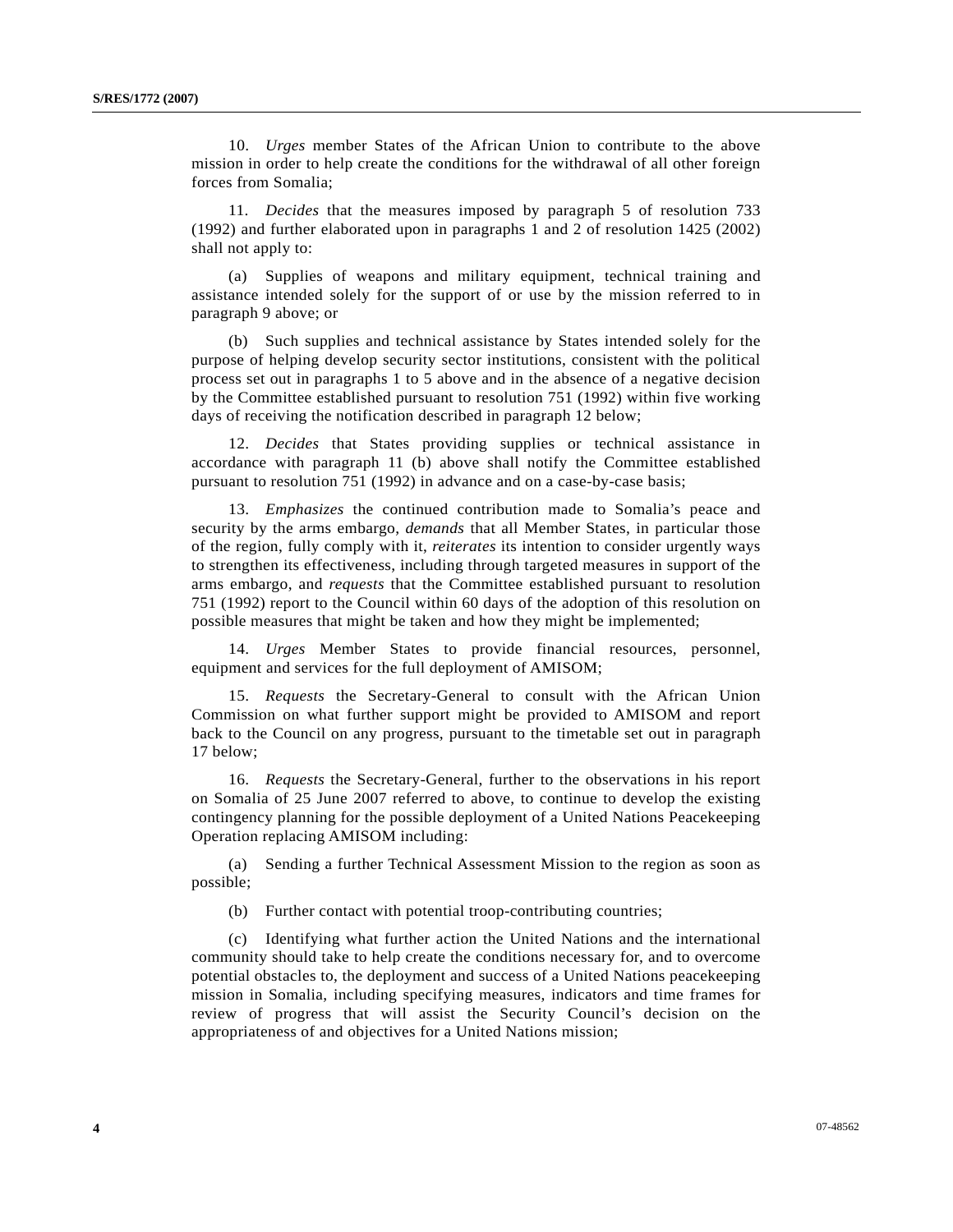10. *Urges* member States of the African Union to contribute to the above mission in order to help create the conditions for the withdrawal of all other foreign forces from Somalia;

11. *Decides* that the measures imposed by paragraph 5 of resolution 733 (1992) and further elaborated upon in paragraphs 1 and 2 of resolution 1425 (2002) shall not apply to:

(a) Supplies of weapons and military equipment, technical training and assistance intended solely for the support of or use by the mission referred to in paragraph 9 above; or

(b) Such supplies and technical assistance by States intended solely for the purpose of helping develop security sector institutions, consistent with the political process set out in paragraphs 1 to 5 above and in the absence of a negative decision by the Committee established pursuant to resolution 751 (1992) within five working days of receiving the notification described in paragraph 12 below;

12. *Decides* that States providing supplies or technical assistance in accordance with paragraph 11 (b) above shall notify the Committee established pursuant to resolution 751 (1992) in advance and on a case-by-case basis;

13. *Emphasizes* the continued contribution made to Somalia's peace and security by the arms embargo, *demands* that all Member States, in particular those of the region, fully comply with it, *reiterates* its intention to consider urgently ways to strengthen its effectiveness, including through targeted measures in support of the arms embargo, and *requests* that the Committee established pursuant to resolution 751 (1992) report to the Council within 60 days of the adoption of this resolution on possible measures that might be taken and how they might be implemented;

14. *Urges* Member States to provide financial resources, personnel, equipment and services for the full deployment of AMISOM;

15. *Requests* the Secretary-General to consult with the African Union Commission on what further support might be provided to AMISOM and report back to the Council on any progress, pursuant to the timetable set out in paragraph 17 below;

16. *Requests* the Secretary-General, further to the observations in his report on Somalia of 25 June 2007 referred to above, to continue to develop the existing contingency planning for the possible deployment of a United Nations Peacekeeping Operation replacing AMISOM including:

(a) Sending a further Technical Assessment Mission to the region as soon as possible;

(b) Further contact with potential troop-contributing countries;

(c) Identifying what further action the United Nations and the international community should take to help create the conditions necessary for, and to overcome potential obstacles to, the deployment and success of a United Nations peacekeeping mission in Somalia, including specifying measures, indicators and time frames for review of progress that will assist the Security Council's decision on the appropriateness of and objectives for a United Nations mission;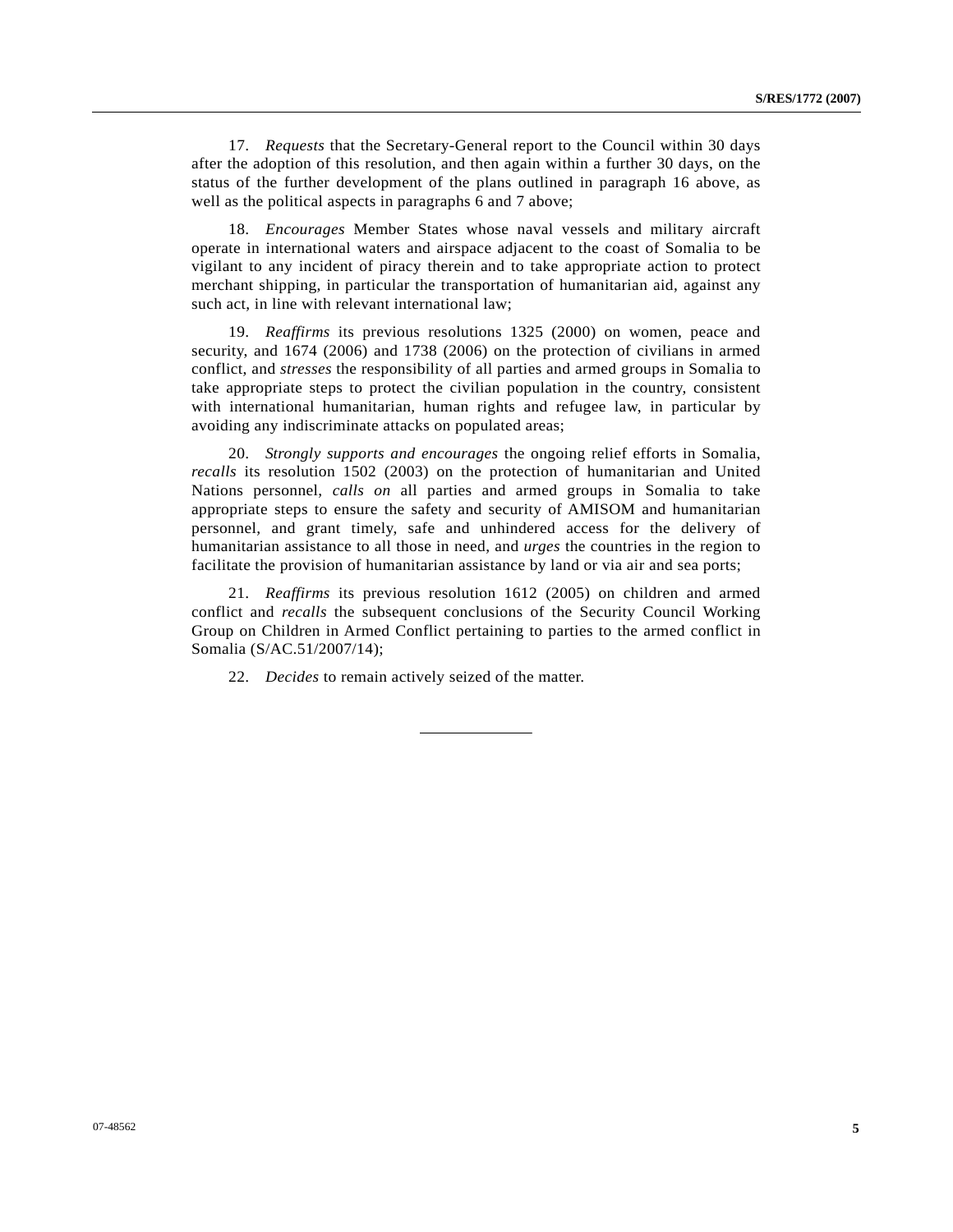17. *Requests* that the Secretary-General report to the Council within 30 days after the adoption of this resolution, and then again within a further 30 days, on the status of the further development of the plans outlined in paragraph 16 above, as well as the political aspects in paragraphs 6 and 7 above;

18. *Encourages* Member States whose naval vessels and military aircraft operate in international waters and airspace adjacent to the coast of Somalia to be vigilant to any incident of piracy therein and to take appropriate action to protect merchant shipping, in particular the transportation of humanitarian aid, against any such act, in line with relevant international law;

19. *Reaffirms* its previous resolutions 1325 (2000) on women, peace and security, and 1674 (2006) and 1738 (2006) on the protection of civilians in armed conflict, and *stresses* the responsibility of all parties and armed groups in Somalia to take appropriate steps to protect the civilian population in the country, consistent with international humanitarian, human rights and refugee law, in particular by avoiding any indiscriminate attacks on populated areas;

20. *Strongly supports and encourages* the ongoing relief efforts in Somalia, *recalls* its resolution 1502 (2003) on the protection of humanitarian and United Nations personnel, *calls on* all parties and armed groups in Somalia to take appropriate steps to ensure the safety and security of AMISOM and humanitarian personnel, and grant timely, safe and unhindered access for the delivery of humanitarian assistance to all those in need, and *urges* the countries in the region to facilitate the provision of humanitarian assistance by land or via air and sea ports;

21. *Reaffirms* its previous resolution 1612 (2005) on children and armed conflict and *recalls* the subsequent conclusions of the Security Council Working Group on Children in Armed Conflict pertaining to parties to the armed conflict in Somalia (S/AC.51/2007/14);

22. *Decides* to remain actively seized of the matter.